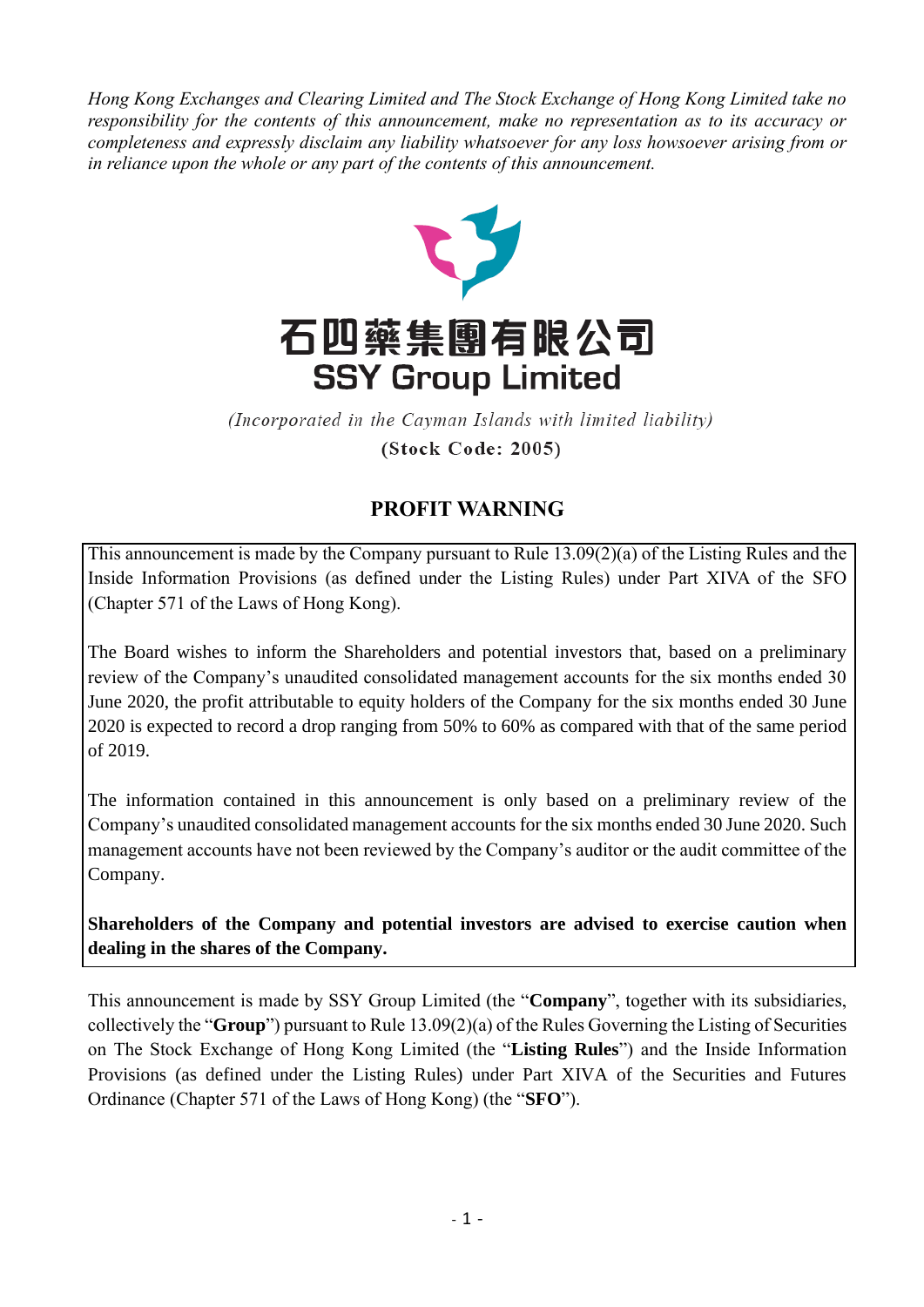*Hong Kong Exchanges and Clearing Limited and The Stock Exchange of Hong Kong Limited take no responsibility for the contents of this announcement, make no representation as to its accuracy or completeness and expressly disclaim any liability whatsoever for any loss howsoever arising from or in reliance upon the whole or any part of the contents of this announcement.*

# 石四藥集團有限公司
# SSY Group Limited

*(Incorporated in the Cayman Islands with limited liability)*

**(Stock Code: 2005)**

## PROFIT WARNING

This announcement is made by the Company pursuant to Rule 13.09(2)(a) of the Listing Rules and the Inside Information Provisions (as defined under the Listing Rules) under Part XIVA of the SFO (Chapter 571 of the Laws of Hong Kong).

The Board wishes to inform the Shareholders and potential investors that, based on a preliminary review of the Company's unaudited consolidated management accounts for the six months ended 30 June 2020, the profit attributable to equity holders of the Company for the six months ended 30 June 2020 is expected to record a drop ranging from 50% to 60% as compared with that of the same period of 2019.

The information contained in this announcement is only based on a preliminary review of the Company's unaudited consolidated management accounts for the six months ended 30 June 2020. Such management accounts have not been reviewed by the Company's auditor or the audit committee of the Company.

**Shareholders of the Company and potential investors are advised to exercise caution when dealing in the shares of the Company.**

This announcement is made by SSY Group Limited (the "**Company**", together with its subsidiaries, collectively the "**Group**") pursuant to Rule 13.09(2)(a) of the Rules Governing the Listing of Securities on The Stock Exchange of Hong Kong Limited (the "**Listing Rules**") and the Inside Information Provisions (as defined under the Listing Rules) under Part XIVA of the Securities and Futures Ordinance (Chapter 571 of the Laws of Hong Kong) (the "**SFO**").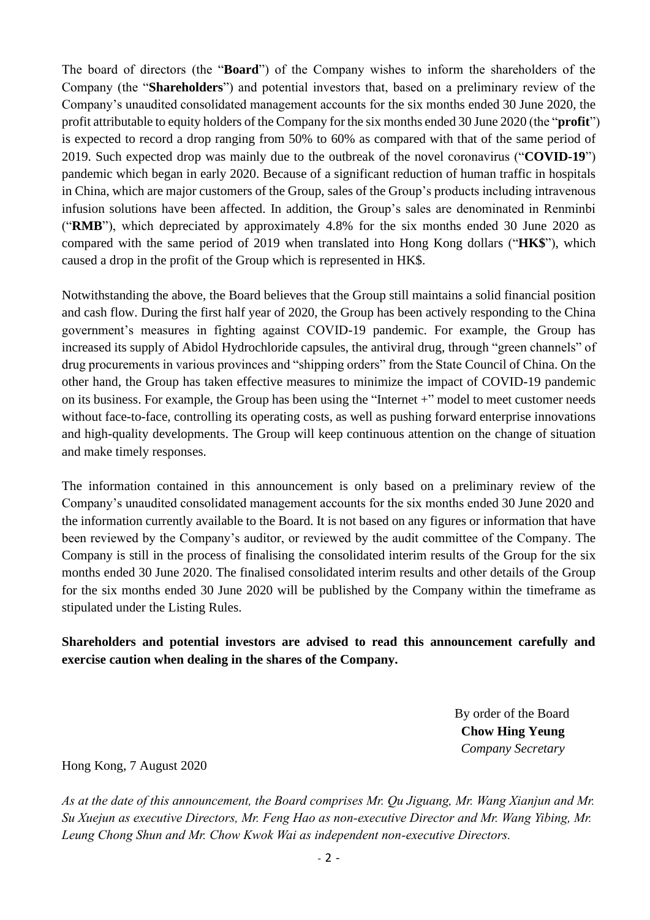The board of directors (the "**Board**") of the Company wishes to inform the shareholders of the Company (the "**Shareholders**") and potential investors that, based on a preliminary review of the Company's unaudited consolidated management accounts for the six months ended 30 June 2020, the profit attributable to equity holders of the Company for the six months ended 30 June 2020 (the "**profit**") is expected to record a drop ranging from 50% to 60% as compared with that of the same period of 2019. Such expected drop was mainly due to the outbreak of the novel coronavirus ("**COVID-19**") pandemic which began in early 2020. Because of a significant reduction of human traffic in hospitals in China, which are major customers of the Group, sales of the Group's products including intravenous infusion solutions have been affected. In addition, the Group's sales are denominated in Renminbi ("**RMB**"), which depreciated by approximately 4.8% for the six months ended 30 June 2020 as compared with the same period of 2019 when translated into Hong Kong dollars ("**HK$**"), which caused a drop in the profit of the Group which is represented in HK$.

Notwithstanding the above, the Board believes that the Group still maintains a solid financial position and cash flow. During the first half year of 2020, the Group has been actively responding to the China government's measures in fighting against COVID-19 pandemic. For example, the Group has increased its supply of Abidol Hydrochloride capsules, the antiviral drug, through "green channels" of drug procurements in various provinces and "shipping orders" from the State Council of China. On the other hand, the Group has taken effective measures to minimize the impact of COVID-19 pandemic on its business. For example, the Group has been using the "Internet +" model to meet customer needs without face-to-face, controlling its operating costs, as well as pushing forward enterprise innovations and high-quality developments. The Group will keep continuous attention on the change of situation and make timely responses.

The information contained in this announcement is only based on a preliminary review of the Company's unaudited consolidated management accounts for the six months ended 30 June 2020 and the information currently available to the Board. It is not based on any figures or information that have been reviewed by the Company's auditor, or reviewed by the audit committee of the Company. The Company is still in the process of finalising the consolidated interim results of the Group for the six months ended 30 June 2020. The finalised consolidated interim results and other details of the Group for the six months ended 30 June 2020 will be published by the Company within the timeframe as stipulated under the Listing Rules.

**Shareholders and potential investors are advised to read this announcement carefully and exercise caution when dealing in the shares of the Company.**

By order of the Board
**Chow Hing Yeung**
*Company Secretary*

Hong Kong, 7 August 2020

*As at the date of this announcement, the Board comprises Mr. Qu Jiguang, Mr. Wang Xianjun and Mr. Su Xuejun as executive Directors, Mr. Feng Hao as non-executive Director and Mr. Wang Yibing, Mr. Leung Chong Shun and Mr. Chow Kwok Wai as independent non-executive Directors.*